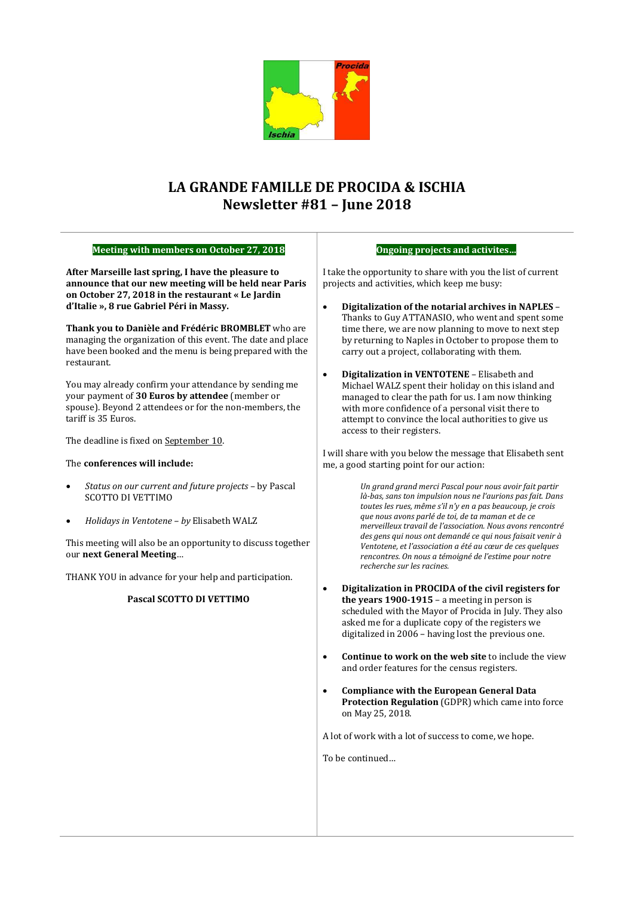# LA GRANDE FAMILLE DE PROCIDA & ISCHIA
# Newsletter #81 – June 2018

## Meeting with members on October 27, 2018

**After Marseille last spring, I have the pleasure to announce that our new meeting will be held near Paris on October 27, 2018 in the restaurant « Le Jardin d'Italie », 8 rue Gabriel Péri in Massy.**

**Thank you to Danièle and Frédéric BROMBLET** who are managing the organization of this event. The date and place have been booked and the menu is being prepared with the restaurant.

You may already confirm your attendance by sending me your payment of **30 Euros by attendee** (member or spouse). Beyond 2 attendees or for the non-members, the tariff is 35 Euros.

The deadline is fixed on September 10.

The **conferences will include:**

- *Status on our current and future projects* – by Pascal SCOTTO DI VETTIMO
- *Holidays in Ventotene – by* Elisabeth WALZ

This meeting will also be an opportunity to discuss together our **next General Meeting**…

THANK YOU in advance for your help and participation.

**Pascal SCOTTO DI VETTIMO**

## Ongoing projects and activites…

I take the opportunity to share with you the list of current projects and activities, which keep me busy:

- **Digitalization of the notarial archives in NAPLES** – Thanks to Guy ATTANASIO, who went and spent some time there, we are now planning to move to next step by returning to Naples in October to propose them to carry out a project, collaborating with them.
- **Digitalization in VENTOTENE** – Elisabeth and Michael WALZ spent their holiday on this island and managed to clear the path for us. I am now thinking with more confidence of a personal visit there to attempt to convince the local authorities to give us access to their registers.

I will share with you below the message that Elisabeth sent me, a good starting point for our action:

> *Un grand grand merci Pascal pour nous avoir fait partir là-bas, sans ton impulsion nous ne l'aurions pas fait. Dans toutes les rues, même s'il n'y en a pas beaucoup, je crois que nous avons parlé de toi, de ta maman et de ce merveilleux travail de l'association. Nous avons rencontré des gens qui nous ont demandé ce qui nous faisait venir à Ventotene, et l'association a été au cœur de ces quelques rencontres. On nous a témoigné de l'estime pour notre recherche sur les racines.*

- **Digitalization in PROCIDA of the civil registers for the years 1900-1915** – a meeting in person is scheduled with the Mayor of Procida in July. They also asked me for a duplicate copy of the registers we digitalized in 2006 – having lost the previous one.
- **Continue to work on the web site** to include the view and order features for the census registers.
- **Compliance with the European General Data Protection Regulation** (GDPR) which came into force on May 25, 2018.

A lot of work with a lot of success to come, we hope.

To be continued…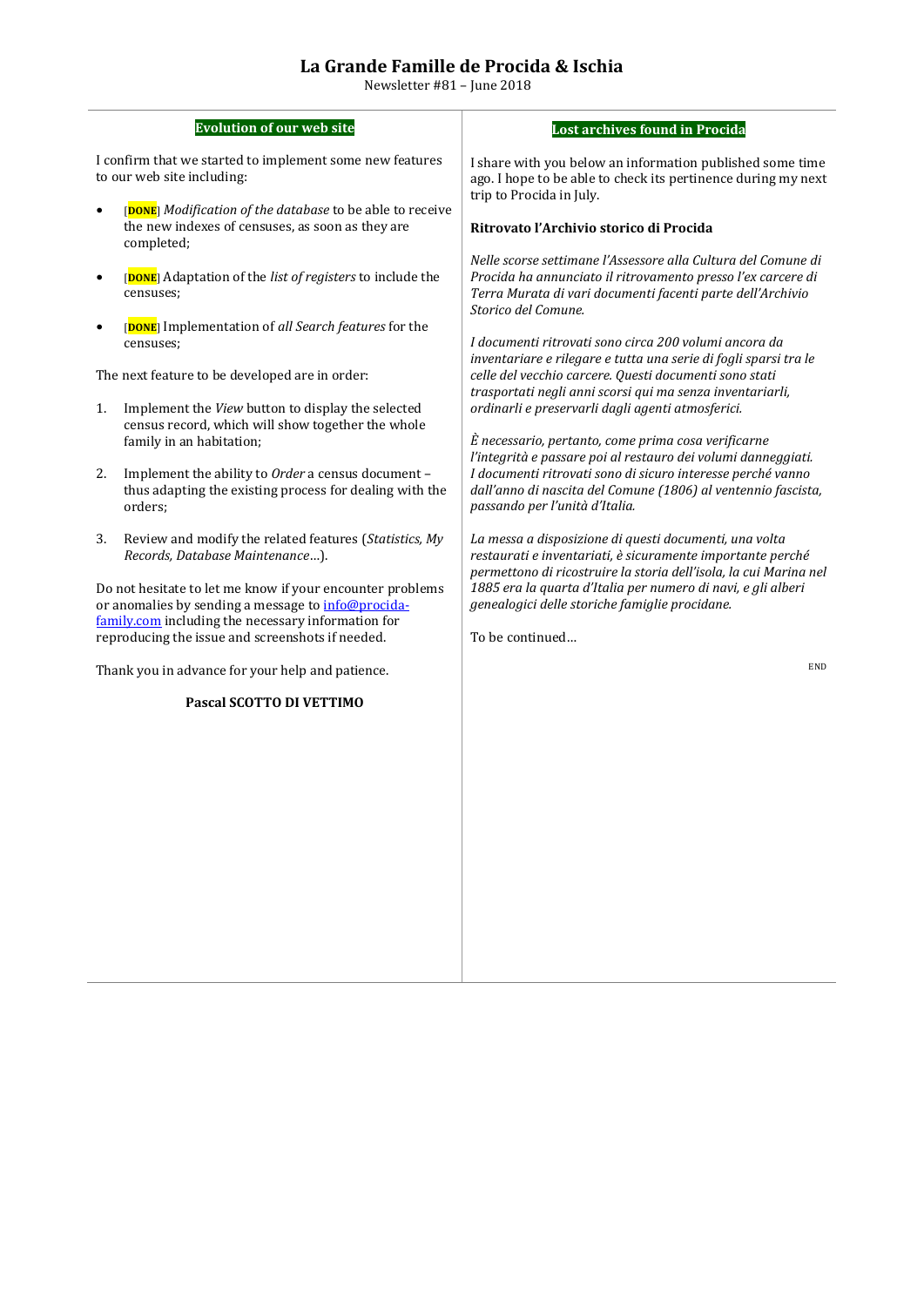# La Grande Famille de Procida & Ischia

Newsletter #81 – June 2018

## Evolution of our web site

I confirm that we started to implement some new features to our web site including:

- [**DONE**] *Modification of the database* to be able to receive the new indexes of censuses, as soon as they are completed;
- [**DONE**] Adaptation of the *list of registers* to include the censuses;
- [**DONE**] Implementation of *all Search features* for the censuses;

The next feature to be developed are in order:

1. Implement the *View* button to display the selected census record, which will show together the whole family in an habitation;
2. Implement the ability to *Order* a census document – thus adapting the existing process for dealing with the orders;
3. Review and modify the related features (*Statistics, My Records, Database Maintenance*…).

Do not hesitate to let me know if your encounter problems or anomalies by sending a message to info@procida-family.com including the necessary information for reproducing the issue and screenshots if needed.

Thank you in advance for your help and patience.

**Pascal SCOTTO DI VETTIMO**

## Lost archives found in Procida

I share with you below an information published some time ago. I hope to be able to check its pertinence during my next trip to Procida in July.

**Ritrovato l'Archivio storico di Procida**

*Nelle scorse settimane l'Assessore alla Cultura del Comune di Procida ha annunciato il ritrovamento presso l'ex carcere di Terra Murata di vari documenti facenti parte dell'Archivio Storico del Comune.*

*I documenti ritrovati sono circa 200 volumi ancora da inventariare e rilegare e tutta una serie di fogli sparsi tra le celle del vecchio carcere. Questi documenti sono stati trasportati negli anni scorsi qui ma senza inventariarli, ordinarli e preservarli dagli agenti atmosferici.*

*È necessario, pertanto, come prima cosa verificarne l'integrità e passare poi al restauro dei volumi danneggiati. I documenti ritrovati sono di sicuro interesse perché vanno dall'anno di nascita del Comune (1806) al ventennio fascista, passando per l'unità d'Italia.*

*La messa a disposizione di questi documenti, una volta restaurati e inventariati, è sicuramente importante perché permettono di ricostruire la storia dell'isola, la cui Marina nel 1885 era la quarta d'Italia per numero di navi, e gli alberi genealogici delle storiche famiglie procidane.*

To be continued…

END